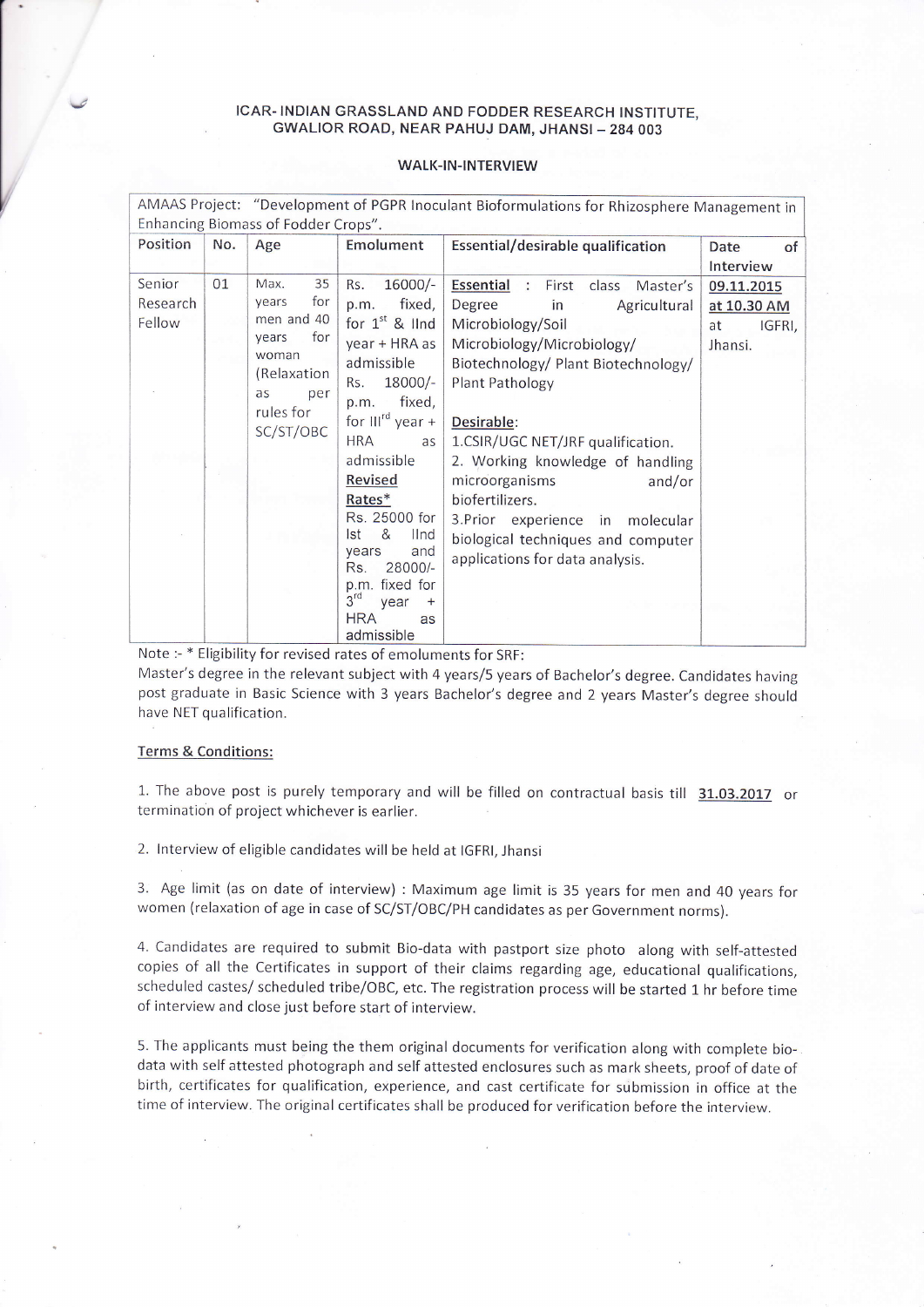# ICAR- INDIAN GRASSLAND AND FODDER RESEARCH INSTITUTE, GWALIOR ROAD, NEAR PAHUJ DAM, JHANSI – 284 003

## WALK-IN-INTERVIEW

| AMAAS Project: "Development of PGPR Inoculant Bioformulations for Rhizosphere Management in Enhancing Biomass of Fodder Crops". | | | | | |
|---|---|---|---|---|---|
| Position | No. | Age | Emolument | Essential/desirable qualification | Date of Interview |
| Senior Research Fellow | 01 | Max. 35 years for men and 40 years for woman (Relaxation as per rules for SC/ST/OBC | Rs. 16000/- p.m. fixed, for 1st & IInd year + HRA as admissible Rs. 18000/- p.m. fixed, for IIIrd year + HRA as admissible **Revised Rates*** Rs. 25000 for Ist & IInd years and Rs. 28000/- p.m. fixed for 3rd year + HRA as admissible | **Essential** : First class Master's Degree in Agricultural Microbiology/Soil Microbiology/Microbiology/ Biotechnology/ Plant Biotechnology/ Plant Pathology<br><br>**Desirable**:<br>1.CSIR/UGC NET/JRF qualification.<br>2. Working knowledge of handling microorganisms and/or biofertilizers.<br>3.Prior experience in molecular biological techniques and computer applications for data analysis. | **09.11.2015 at 10.30 AM** at IGFRI, Jhansi. |

Note :- * Eligibility for revised rates of emoluments for SRF:

Master's degree in the relevant subject with 4 years/5 years of Bachelor's degree. Candidates having post graduate in Basic Science with 3 years Bachelor's degree and 2 years Master's degree should have NET qualification.

**Terms & Conditions:**

1. The above post is purely temporary and will be filled on contractual basis till **31.03.2017** or termination of project whichever is earlier.

2. Interview of eligible candidates will be held at IGFRI, Jhansi

3. Age limit (as on date of interview) : Maximum age limit is 35 years for men and 40 years for women (relaxation of age in case of SC/ST/OBC/PH candidates as per Government norms).

4. Candidates are required to submit Bio-data with pastport size photo along with self-attested copies of all the Certificates in support of their claims regarding age, educational qualifications, scheduled castes/ scheduled tribe/OBC, etc. The registration process will be started 1 hr before time of interview and close just before start of interview.

5. The applicants must being the them original documents for verification along with complete bio-data with self attested photograph and self attested enclosures such as mark sheets, proof of date of birth, certificates for qualification, experience, and cast certificate for submission in office at the time of interview. The original certificates shall be produced for verification before the interview.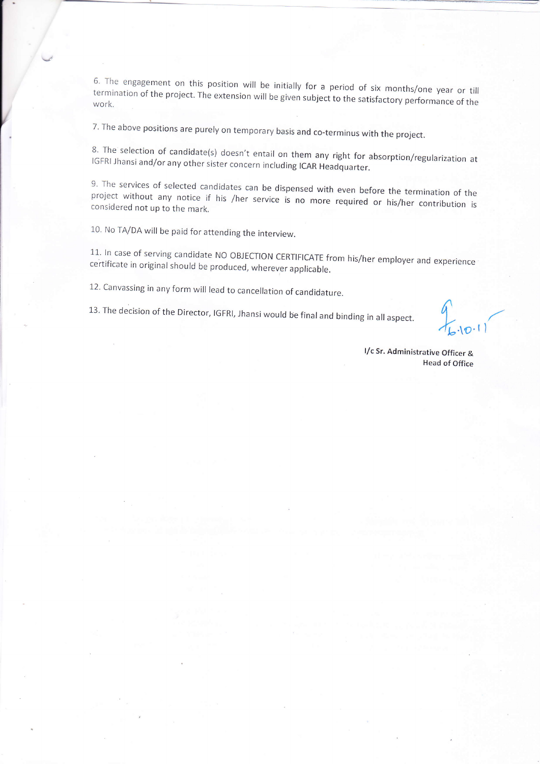6. The engagement on this position will be initially for a period of six months/one year or till termination of the project. The extension will be given subject to the satisfactory performance of the work.

7. The above positions are purely on temporary basis and co-terminus with the project.

8. The selection of candidate(s) doesn't entail on them any right for absorption/regularization at IGFRI Jhansi and/or any other sister concern including ICAR Headquarter.

9. The services of selected candidates can be dispensed with even before the termination of the project without any notice if his /her service is no more required or his/her contribution is considered not up to the mark.

10. No TA/DA will be paid for attending the interview.

11. In case of serving candidate NO OBJECTION CERTIFICATE from his/her employer and experience certificate in original should be produced, wherever applicable.

12. Canvassing in any form will lead to cancellation of candidature.

13. The decision of the Director, IGFRI, Jhansi would be final and binding in all aspect.

6.10.11

**I/c Sr. Administrative Officer &**
**Head of Office**